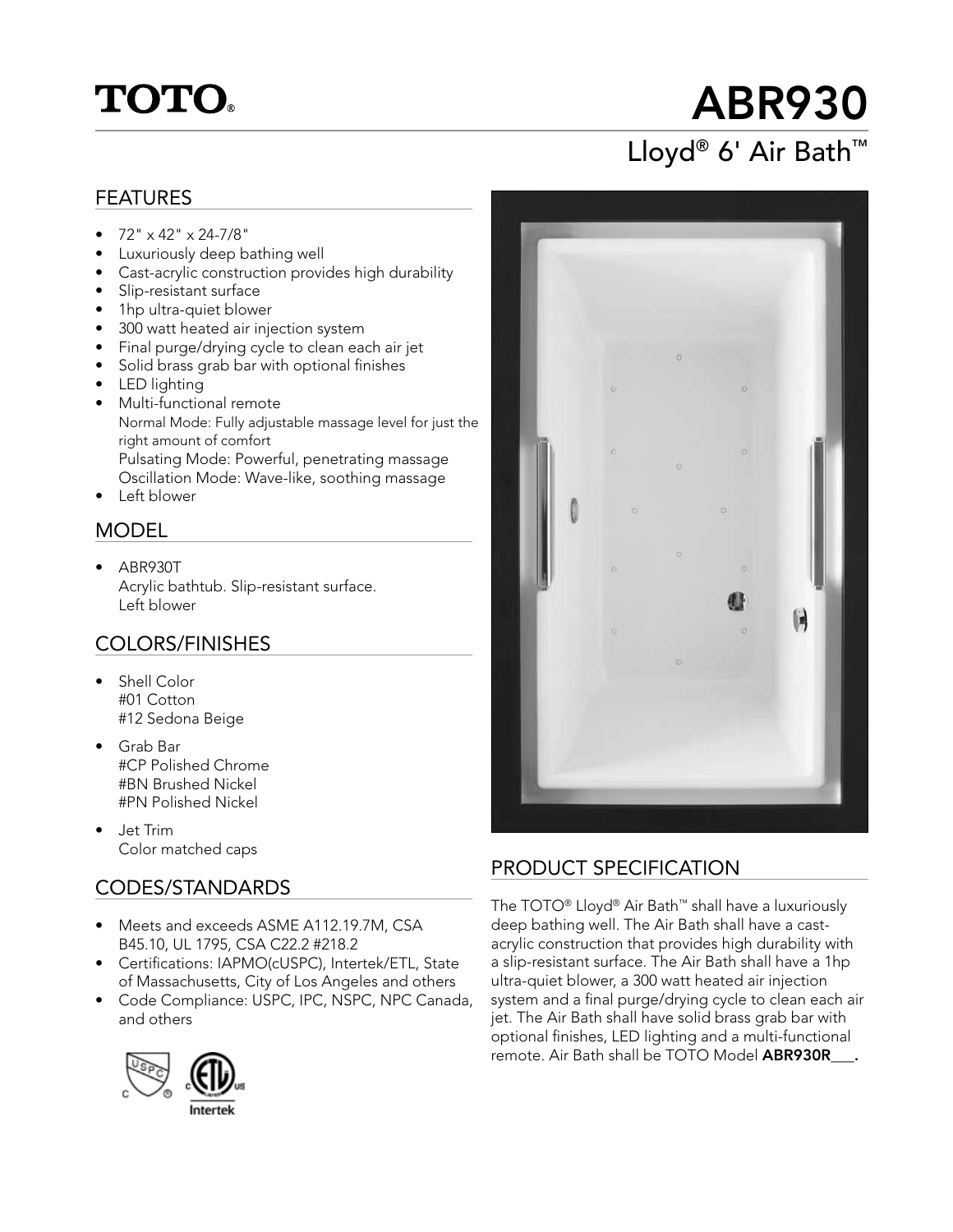# TOTO®

# ABR930

## Lloyd® 6' Air Bath™

## FEATURES

- 72" x 42" x 24-7/8"
- Luxuriously deep bathing well
- Cast-acrylic construction provides high durability
- Slip-resistant surface
- 1hp ultra-quiet blower
- 300 watt heated air injection system
- Final purge/drying cycle to clean each air jet
- Solid brass grab bar with optional finishes
- LED lighting
- Multi-functional remote
  Normal Mode: Fully adjustable massage level for just the right amount of comfort
  Pulsating Mode: Powerful, penetrating massage
  Oscillation Mode: Wave-like, soothing massage
- Left blower

## MODEL

- ABR930T
  Acrylic bathtub. Slip-resistant surface.
  Left blower

## COLORS/FINISHES

- Shell Color
  #01 Cotton
  #12 Sedona Beige
- Grab Bar
  #CP Polished Chrome
  #BN Brushed Nickel
  #PN Polished Nickel
- Jet Trim
  Color matched caps

## CODES/STANDARDS

- Meets and exceeds ASME A112.19.7M, CSA B45.10, UL 1795, CSA C22.2 #218.2
- Certifications: IAPMO(cUSPC), Intertek/ETL, State of Massachusetts, City of Los Angeles and others
- Code Compliance: USPC, IPC, NSPC, NPC Canada, and others

## PRODUCT SPECIFICATION

The TOTO® Lloyd® Air Bath™ shall have a luxuriously deep bathing well. The Air Bath shall have a cast-acrylic construction that provides high durability with a slip-resistant surface. The Air Bath shall have a 1hp ultra-quiet blower, a 300 watt heated air injection system and a final purge/drying cycle to clean each air jet. The Air Bath shall have solid brass grab bar with optional finishes, LED lighting and a multi-functional remote. Air Bath shall be TOTO Model **ABR930R___.**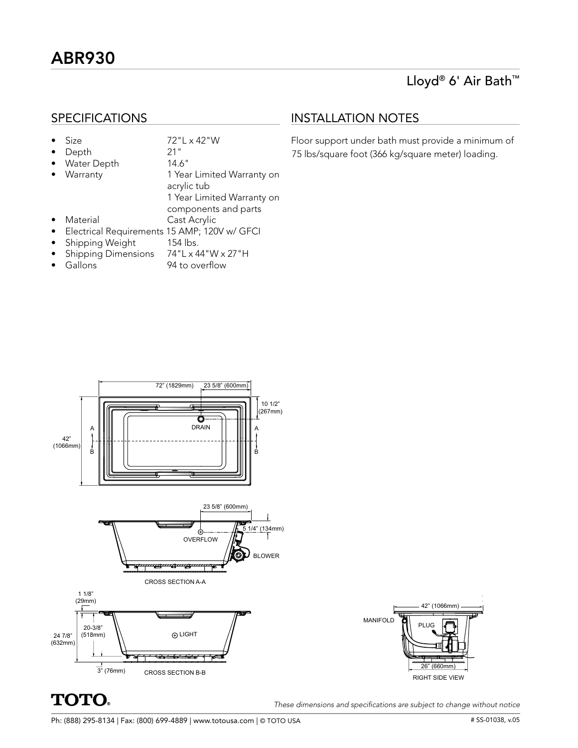# ABR930

## Lloyd® 6' Air Bath™

## SPECIFICATIONS

- Size 72"L x 42"W
- Depth 21"
- Water Depth 14.6"
- Warranty 1 Year Limited Warranty on acrylic tub
  1 Year Limited Warranty on components and parts
- Material Cast Acrylic
- Electrical Requirements 15 AMP; 120V w/ GFCI
- Shipping Weight 154 lbs.
- Shipping Dimensions 74"L x 44"W x 27"H
- Gallons 94 to overflow

## INSTALLATION NOTES

Floor support under bath must provide a minimum of 75 lbs/square foot (366 kg/square meter) loading.

72" (1829mm)
23 5/8" (600mm)
10 1/2" (267mm)
DRAIN
A
A
B
B
42" (1066mm)

23 5/8" (600mm)
5 1/4" (134mm)
OVERFLOW
BLOWER
CROSS SECTION A-A

1 1/8" (29mm)
20-3/8" (518mm)
24 7/8" (632mm)
LIGHT
3" (76mm)
CROSS SECTION B-B

42" (1066mm)
MANIFOLD
PLUG
26" (660mm)
RIGHT SIDE VIEW

TOTO®

*These dimensions and specifications are subject to change without notice*

Ph: (888) 295-8134 | Fax: (800) 699-4889 | www.totousa.com | © TOTO USA

# SS-01038, v.05